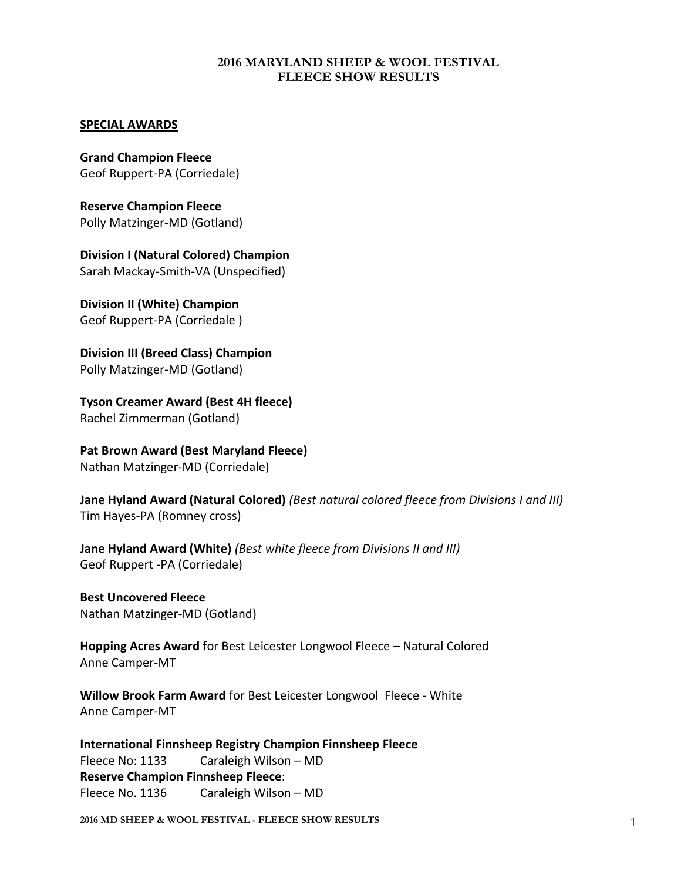# 2016 MARYLAND SHEEP & WOOL FESTIVAL
# FLEECE SHOW RESULTS

## SPECIAL AWARDS

**Grand Champion Fleece**
Geof Ruppert-PA (Corriedale)

**Reserve Champion Fleece**
Polly Matzinger-MD (Gotland)

**Division I (Natural Colored) Champion**
Sarah Mackay-Smith-VA (Unspecified)

**Division II (White) Champion**
Geof Ruppert-PA (Corriedale )

**Division III (Breed Class) Champion**
Polly Matzinger-MD (Gotland)

**Tyson Creamer Award (Best 4H fleece)**
Rachel Zimmerman (Gotland)

**Pat Brown Award (Best Maryland Fleece)**
Nathan Matzinger-MD (Corriedale)

**Jane Hyland Award (Natural Colored)** *(Best natural colored fleece from Divisions I and III)*
Tim Hayes-PA (Romney cross)

**Jane Hyland Award (White)** *(Best white fleece from Divisions II and III)*
Geof Ruppert -PA (Corriedale)

**Best Uncovered Fleece**
Nathan Matzinger-MD (Gotland)

**Hopping Acres Award** for Best Leicester Longwool Fleece – Natural Colored
Anne Camper-MT

**Willow Brook Farm Award** for Best Leicester Longwool Fleece - White
Anne Camper-MT

**International Finnsheep Registry Champion Finnsheep Fleece**
Fleece No: 1133 Caraleigh Wilson – MD
**Reserve Champion Finnsheep Fleece**:
Fleece No. 1136 Caraleigh Wilson – MD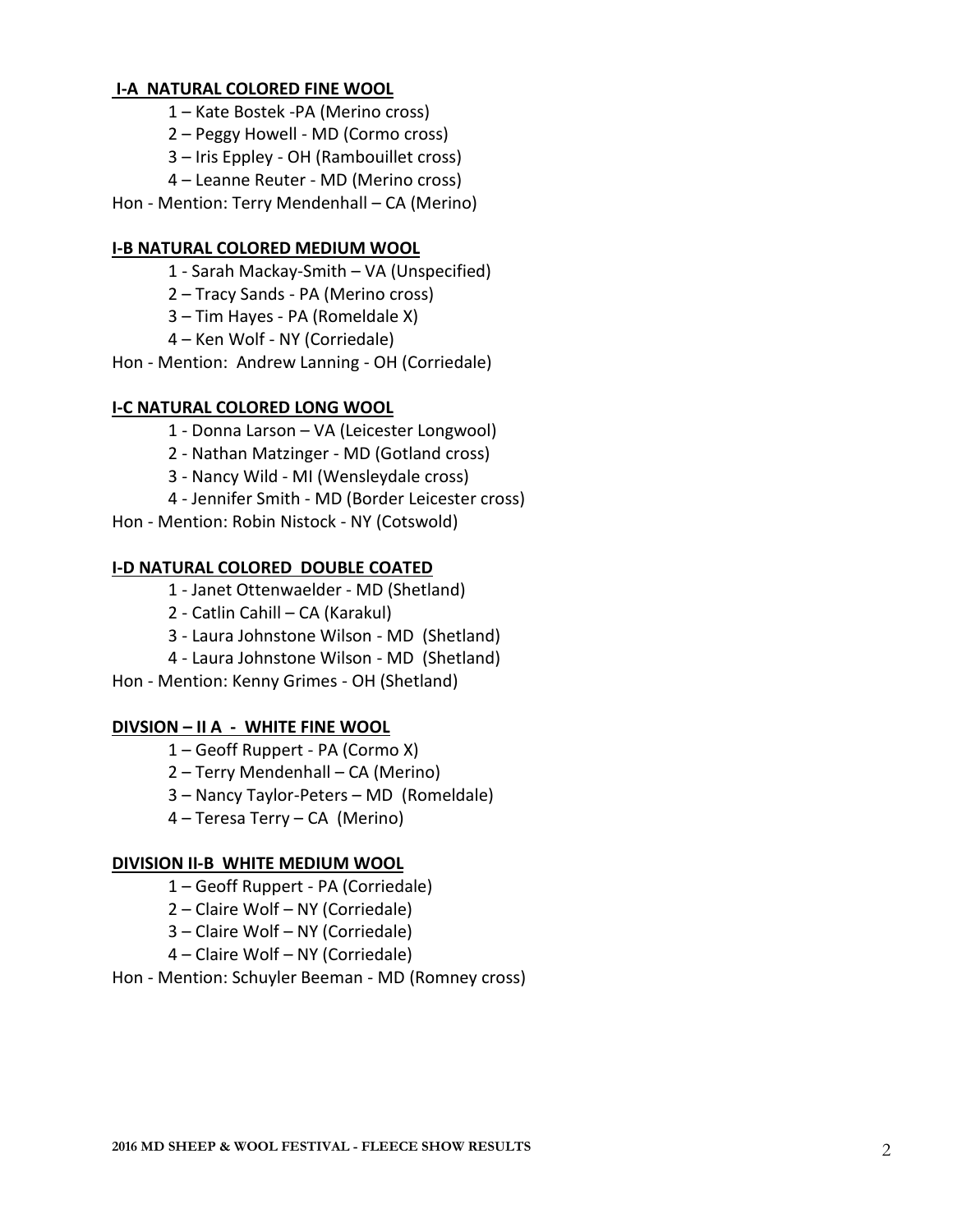### I-A NATURAL COLORED FINE WOOL

1 – Kate Bostek -PA (Merino cross)
2 – Peggy Howell - MD (Cormo cross)
3 – Iris Eppley - OH (Rambouillet cross)
4 – Leanne Reuter - MD (Merino cross)

Hon - Mention: Terry Mendenhall – CA (Merino)

### I-B NATURAL COLORED MEDIUM WOOL

1 - Sarah Mackay-Smith – VA (Unspecified)
2 – Tracy Sands - PA (Merino cross)
3 – Tim Hayes - PA (Romeldale X)
4 – Ken Wolf - NY (Corriedale)

Hon - Mention: Andrew Lanning - OH (Corriedale)

### I-C NATURAL COLORED LONG WOOL

1 - Donna Larson – VA (Leicester Longwool)
2 - Nathan Matzinger - MD (Gotland cross)
3 - Nancy Wild - MI (Wensleydale cross)
4 - Jennifer Smith - MD (Border Leicester cross)

Hon - Mention: Robin Nistock - NY (Cotswold)

### I-D NATURAL COLORED DOUBLE COATED

1 - Janet Ottenwaelder - MD (Shetland)
2 - Catlin Cahill – CA (Karakul)
3 - Laura Johnstone Wilson - MD (Shetland)
4 - Laura Johnstone Wilson - MD (Shetland)

Hon - Mention: Kenny Grimes - OH (Shetland)

### DIVSION – II A - WHITE FINE WOOL

1 – Geoff Ruppert - PA (Cormo X)
2 – Terry Mendenhall – CA (Merino)
3 – Nancy Taylor-Peters – MD (Romeldale)
4 – Teresa Terry – CA (Merino)

### DIVISION II-B WHITE MEDIUM WOOL

1 – Geoff Ruppert - PA (Corriedale)
2 – Claire Wolf – NY (Corriedale)
3 – Claire Wolf – NY (Corriedale)
4 – Claire Wolf – NY (Corriedale)

Hon - Mention: Schuyler Beeman - MD (Romney cross)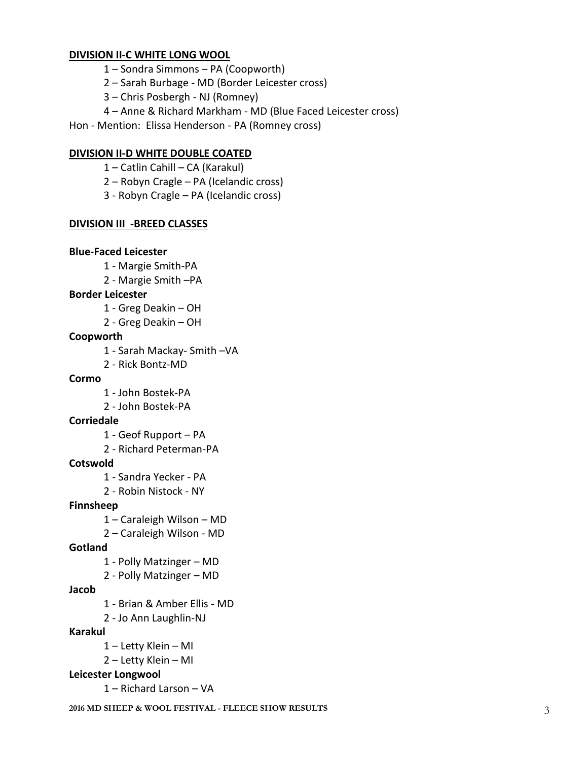**DIVISION II-C WHITE LONG WOOL**

1 – Sondra Simmons – PA (Coopworth)
2 – Sarah Burbage - MD (Border Leicester cross)
3 – Chris Posbergh - NJ (Romney)
4 – Anne & Richard Markham - MD (Blue Faced Leicester cross)

Hon - Mention: Elissa Henderson - PA (Romney cross)

**DIVISION II-D WHITE DOUBLE COATED**

1 – Catlin Cahill – CA (Karakul)
2 – Robyn Cragle – PA (Icelandic cross)
3 - Robyn Cragle – PA (Icelandic cross)

**DIVISION III -BREED CLASSES**

**Blue-Faced Leicester**

1 - Margie Smith-PA
2 - Margie Smith –PA

**Border Leicester**

1 - Greg Deakin – OH
2 - Greg Deakin – OH

**Coopworth**

1 - Sarah Mackay- Smith –VA
2 - Rick Bontz-MD

**Cormo**

1 - John Bostek-PA
2 - John Bostek-PA

**Corriedale**

1 - Geof Rupport – PA
2 - Richard Peterman-PA

**Cotswold**

1 - Sandra Yecker - PA
2 - Robin Nistock - NY

**Finnsheep**

1 – Caraleigh Wilson – MD
2 – Caraleigh Wilson - MD

**Gotland**

1 - Polly Matzinger – MD
2 - Polly Matzinger – MD

**Jacob**

1 - Brian & Amber Ellis - MD
2 - Jo Ann Laughlin-NJ

**Karakul**

1 – Letty Klein – MI
2 – Letty Klein – MI

**Leicester Longwool**

1 – Richard Larson – VA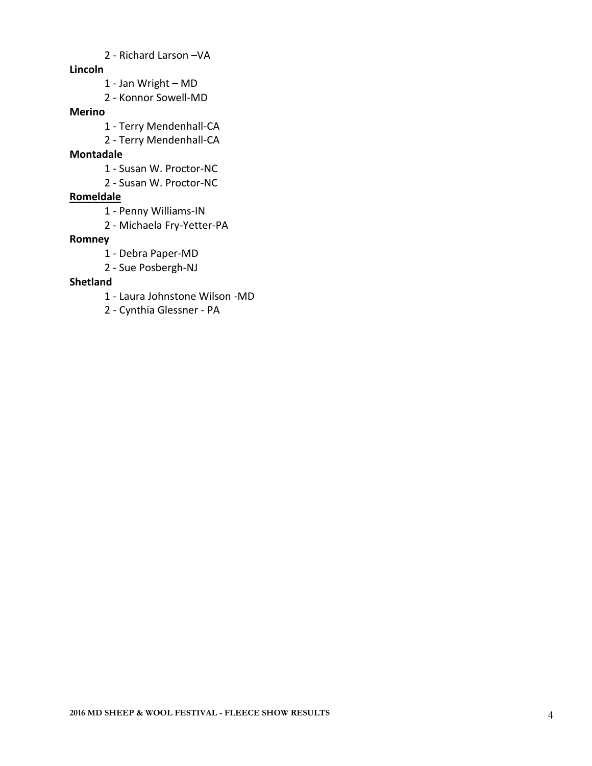2 - Richard Larson –VA

**Lincoln**

1 - Jan Wright – MD

2 - Konnor Sowell-MD

**Merino**

1 - Terry Mendenhall-CA

2 - Terry Mendenhall-CA

**Montadale**

1 - Susan W. Proctor-NC

2 - Susan W. Proctor-NC

**Romeldale**

1 - Penny Williams-IN

2 - Michaela Fry-Yetter-PA

**Romney**

1 - Debra Paper-MD

2 - Sue Posbergh-NJ

**Shetland**

1 - Laura Johnstone Wilson -MD

2 - Cynthia Glessner - PA